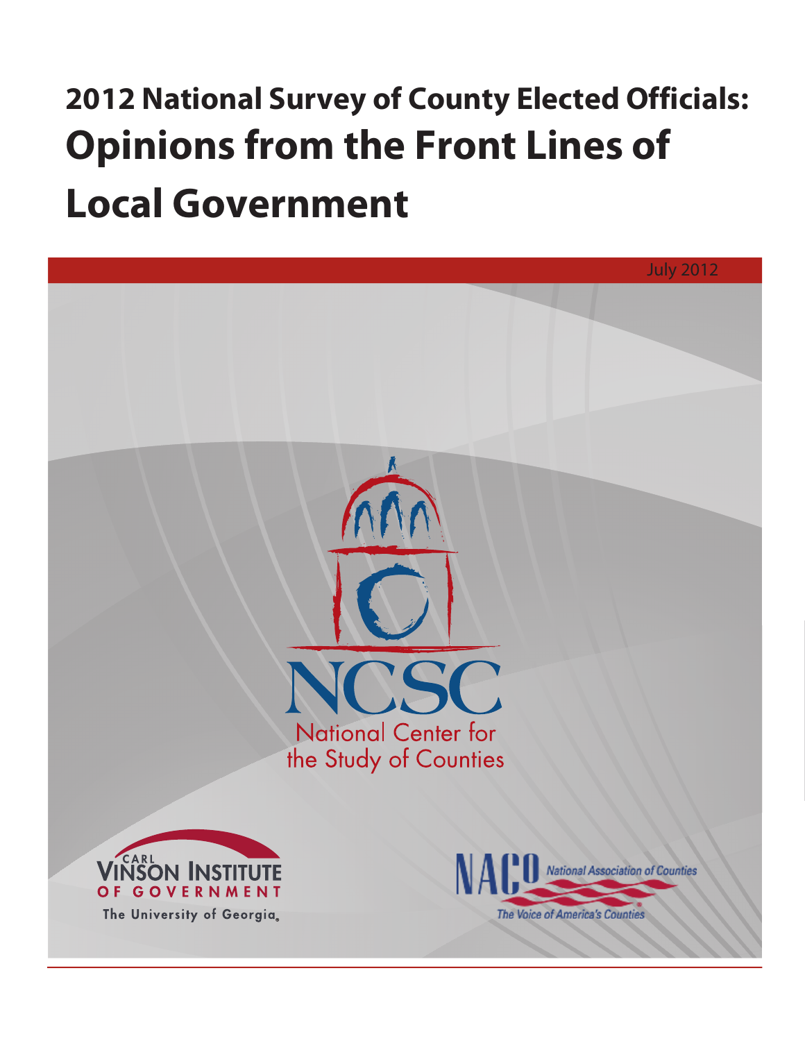# 2012 National Survey of County Elected Officials: Opinions from the Front Lines of Local Government

July 2012

NCSC

National Center for the Study of Counties

CARL VINSON INSTITUTE OF GOVERNMENT

The University of Georgia

NACo National Association of Counties

The Voice of America's Counties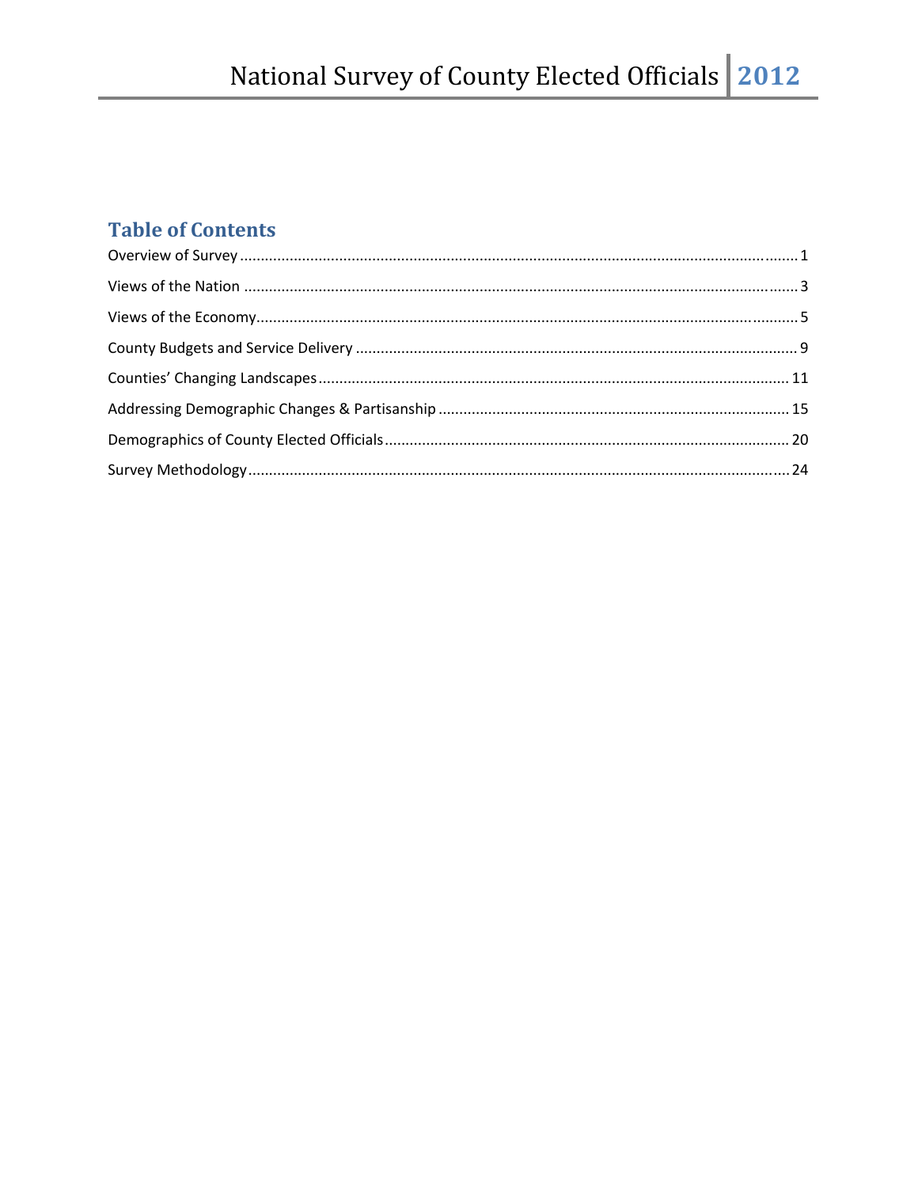## Table of Contents

Overview of Survey ........................................................................................................................ 1

Views of the Nation ........................................................................................................................ 3

Views of the Economy.................................................................................................................... 5

County Budgets and Service Delivery ............................................................................................ 9

Counties' Changing Landscapes .................................................................................................. 11

Addressing Demographic Changes & Partisanship ...................................................................... 15

Demographics of County Elected Officials ................................................................................... 20

Survey Methodology ..................................................................................................................... 24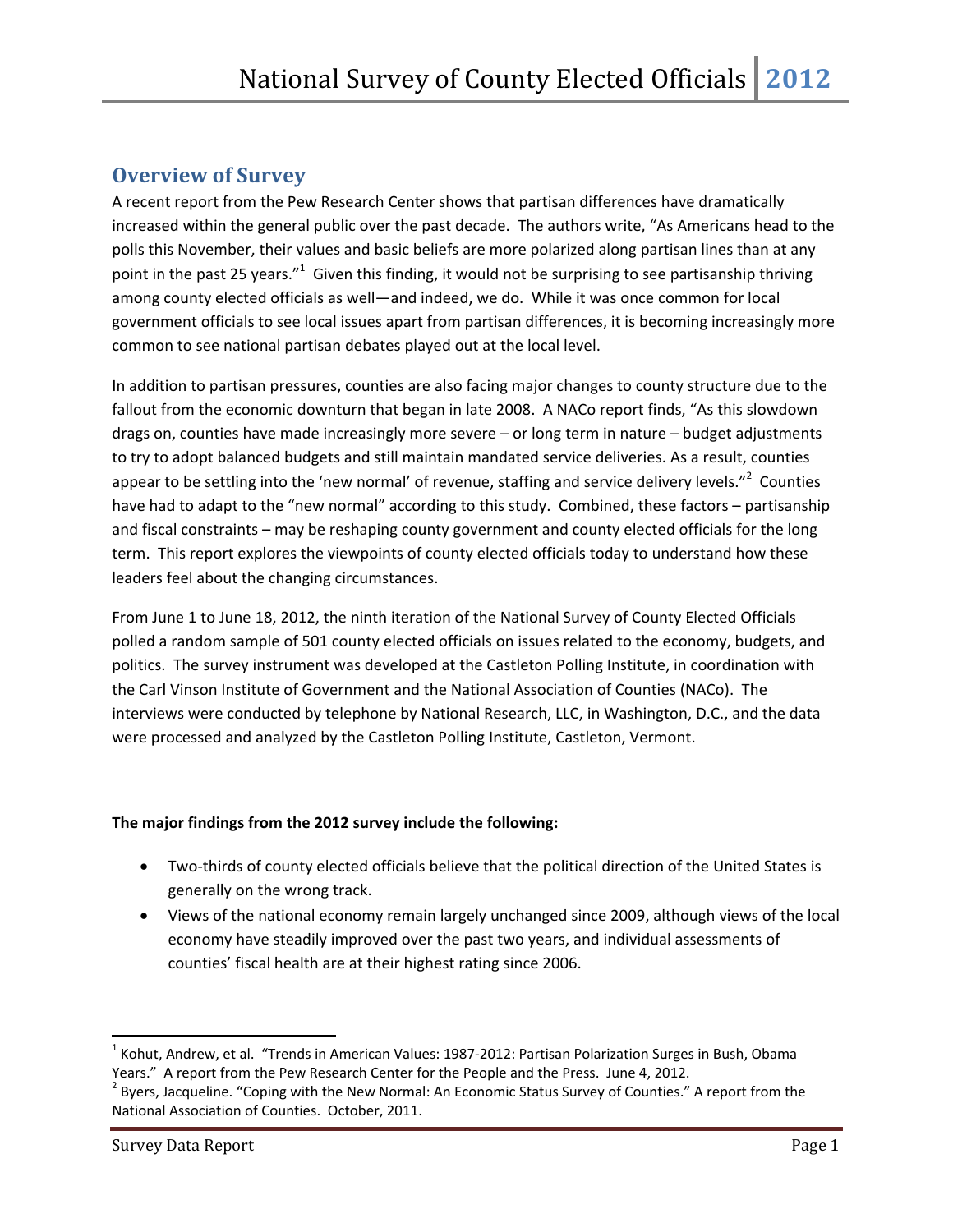## Overview of Survey

A recent report from the Pew Research Center shows that partisan differences have dramatically increased within the general public over the past decade. The authors write, "As Americans head to the polls this November, their values and basic beliefs are more polarized along partisan lines than at any point in the past 25 years."[1] Given this finding, it would not be surprising to see partisanship thriving among county elected officials as well—and indeed, we do. While it was once common for local government officials to see local issues apart from partisan differences, it is becoming increasingly more common to see national partisan debates played out at the local level.

In addition to partisan pressures, counties are also facing major changes to county structure due to the fallout from the economic downturn that began in late 2008. A NACo report finds, "As this slowdown drags on, counties have made increasingly more severe – or long term in nature – budget adjustments to try to adopt balanced budgets and still maintain mandated service deliveries. As a result, counties appear to be settling into the 'new normal' of revenue, staffing and service delivery levels."[2] Counties have had to adapt to the "new normal" according to this study. Combined, these factors – partisanship and fiscal constraints – may be reshaping county government and county elected officials for the long term. This report explores the viewpoints of county elected officials today to understand how these leaders feel about the changing circumstances.

From June 1 to June 18, 2012, the ninth iteration of the National Survey of County Elected Officials polled a random sample of 501 county elected officials on issues related to the economy, budgets, and politics. The survey instrument was developed at the Castleton Polling Institute, in coordination with the Carl Vinson Institute of Government and the National Association of Counties (NACo). The interviews were conducted by telephone by National Research, LLC, in Washington, D.C., and the data were processed and analyzed by the Castleton Polling Institute, Castleton, Vermont.

**The major findings from the 2012 survey include the following:**

- Two-thirds of county elected officials believe that the political direction of the United States is generally on the wrong track.
- Views of the national economy remain largely unchanged since 2009, although views of the local economy have steadily improved over the past two years, and individual assessments of counties' fiscal health are at their highest rating since 2006.

---

[1] Kohut, Andrew, et al. "Trends in American Values: 1987-2012: Partisan Polarization Surges in Bush, Obama Years." A report from the Pew Research Center for the People and the Press. June 4, 2012.

[2] Byers, Jacqueline. "Coping with the New Normal: An Economic Status Survey of Counties." A report from the National Association of Counties. October, 2011.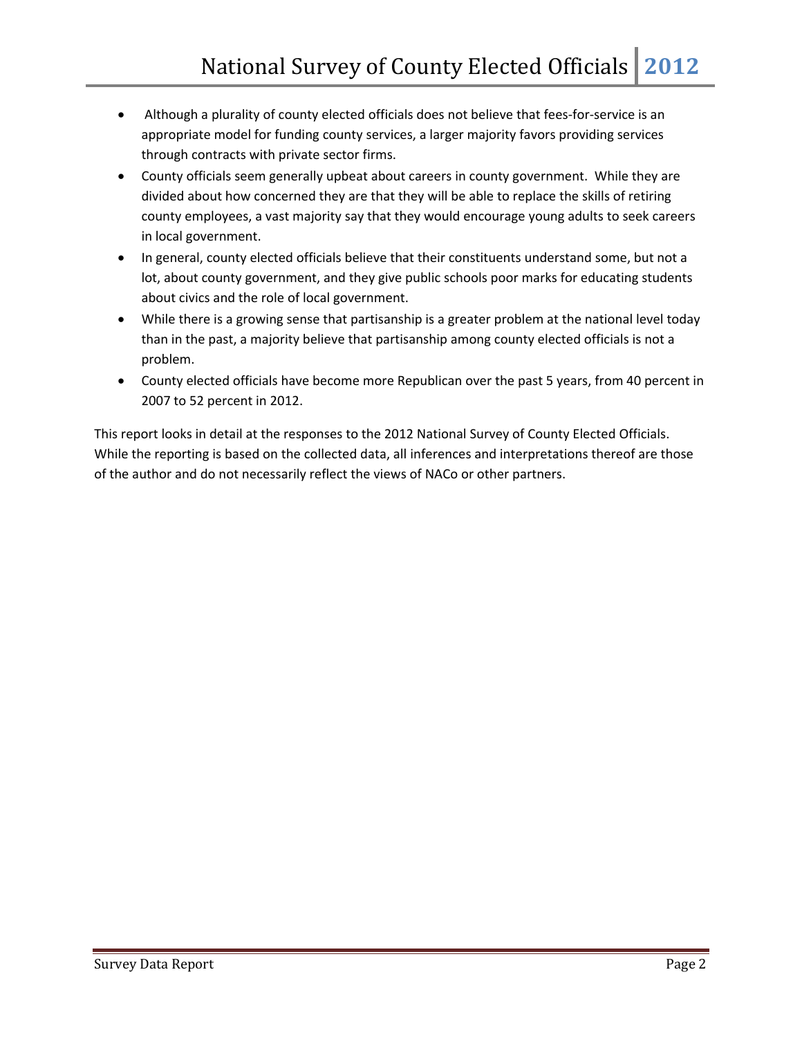- Although a plurality of county elected officials does not believe that fees-for-service is an appropriate model for funding county services, a larger majority favors providing services through contracts with private sector firms.
- County officials seem generally upbeat about careers in county government. While they are divided about how concerned they are that they will be able to replace the skills of retiring county employees, a vast majority say that they would encourage young adults to seek careers in local government.
- In general, county elected officials believe that their constituents understand some, but not a lot, about county government, and they give public schools poor marks for educating students about civics and the role of local government.
- While there is a growing sense that partisanship is a greater problem at the national level today than in the past, a majority believe that partisanship among county elected officials is not a problem.
- County elected officials have become more Republican over the past 5 years, from 40 percent in 2007 to 52 percent in 2012.

This report looks in detail at the responses to the 2012 National Survey of County Elected Officials. While the reporting is based on the collected data, all inferences and interpretations thereof are those of the author and do not necessarily reflect the views of NACo or other partners.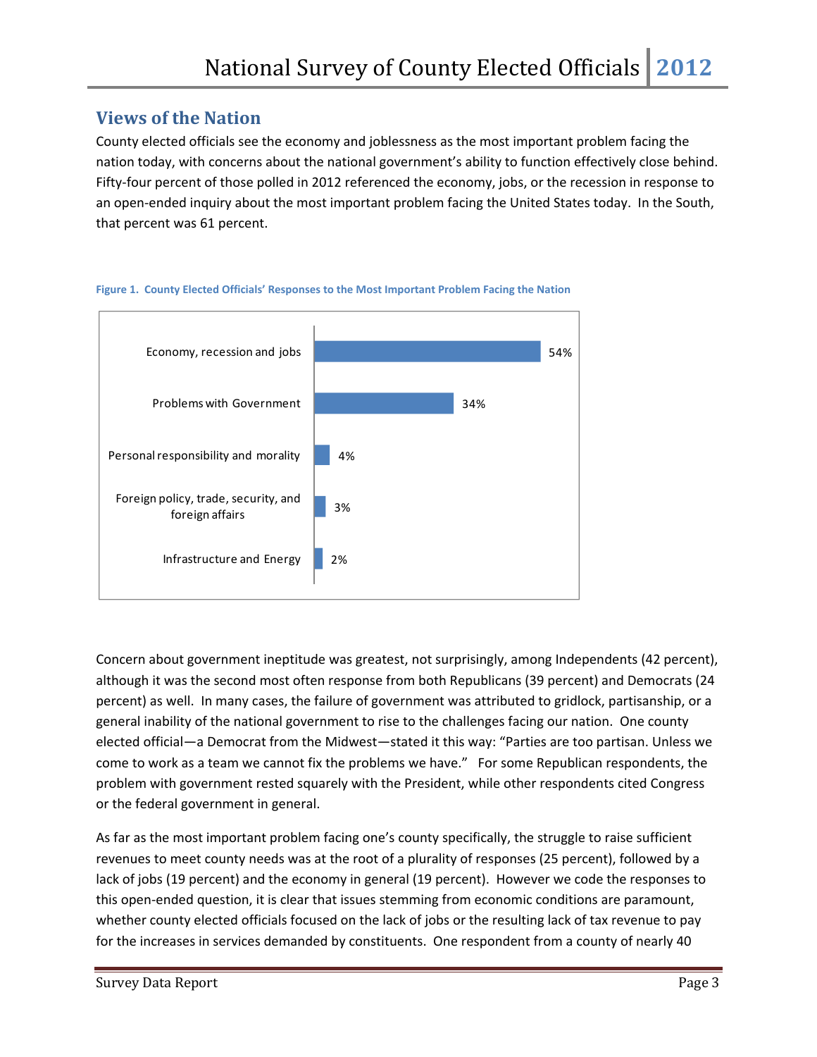## Views of the Nation

County elected officials see the economy and joblessness as the most important problem facing the nation today, with concerns about the national government's ability to function effectively close behind. Fifty-four percent of those polled in 2012 referenced the economy, jobs, or the recession in response to an open-ended inquiry about the most important problem facing the United States today. In the South, that percent was 61 percent.

**Figure 1. County Elected Officials' Responses to the Most Important Problem Facing the Nation**

| Response | Percent |
|---|---|
| Economy, recession and jobs | 54% |
| Problems with Government | 34% |
| Personal responsibility and morality | 4% |
| Foreign policy, trade, security, and foreign affairs | 3% |
| Infrastructure and Energy | 2% |

Concern about government ineptitude was greatest, not surprisingly, among Independents (42 percent), although it was the second most often response from both Republicans (39 percent) and Democrats (24 percent) as well. In many cases, the failure of government was attributed to gridlock, partisanship, or a general inability of the national government to rise to the challenges facing our nation. One county elected official—a Democrat from the Midwest—stated it this way: "Parties are too partisan. Unless we come to work as a team we cannot fix the problems we have." For some Republican respondents, the problem with government rested squarely with the President, while other respondents cited Congress or the federal government in general.

As far as the most important problem facing one's county specifically, the struggle to raise sufficient revenues to meet county needs was at the root of a plurality of responses (25 percent), followed by a lack of jobs (19 percent) and the economy in general (19 percent). However we code the responses to this open-ended question, it is clear that issues stemming from economic conditions are paramount, whether county elected officials focused on the lack of jobs or the resulting lack of tax revenue to pay for the increases in services demanded by constituents. One respondent from a county of nearly 40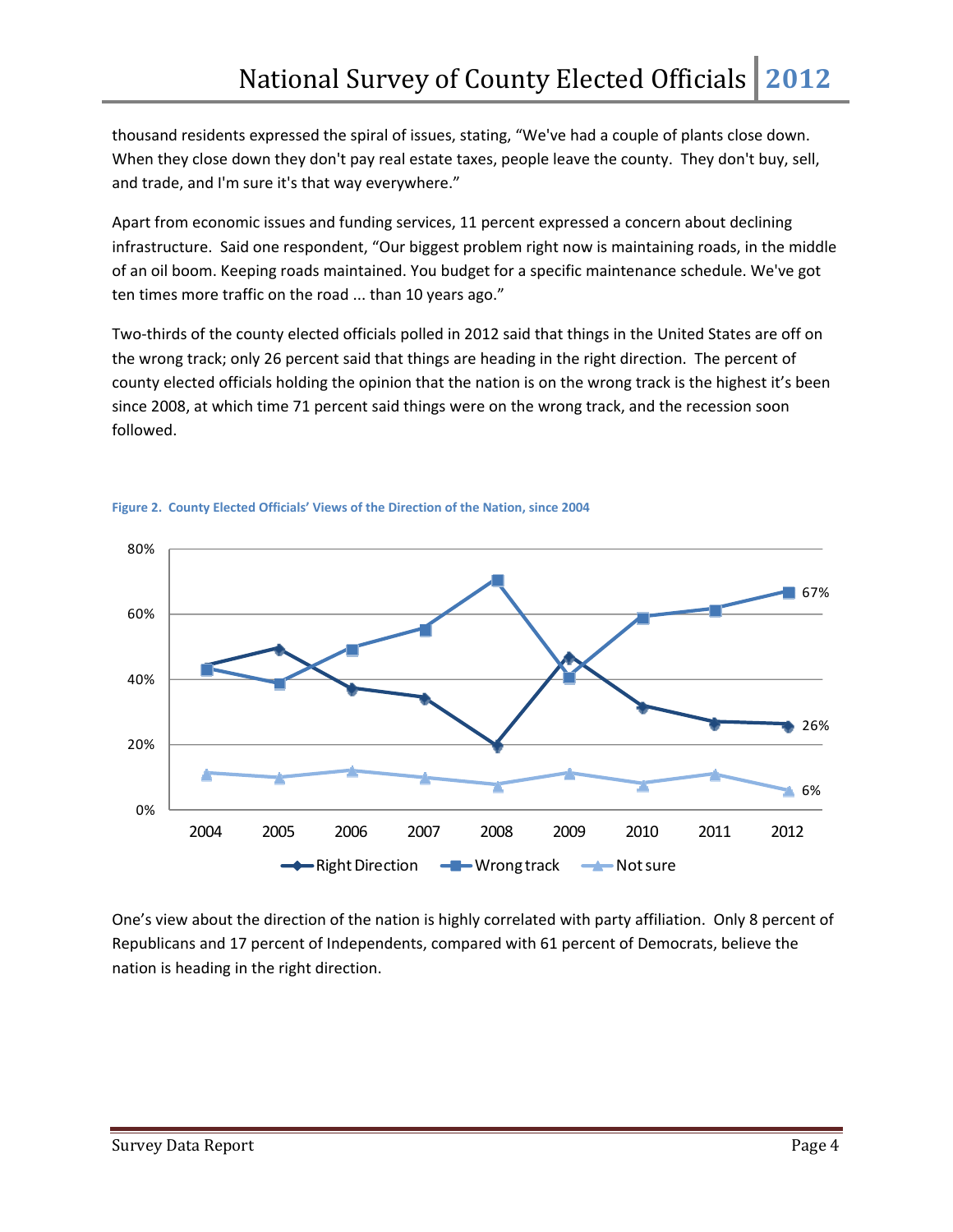thousand residents expressed the spiral of issues, stating, "We've had a couple of plants close down. When they close down they don't pay real estate taxes, people leave the county. They don't buy, sell, and trade, and I'm sure it's that way everywhere."

Apart from economic issues and funding services, 11 percent expressed a concern about declining infrastructure. Said one respondent, "Our biggest problem right now is maintaining roads, in the middle of an oil boom. Keeping roads maintained. You budget for a specific maintenance schedule. We've got ten times more traffic on the road ... than 10 years ago."

Two-thirds of the county elected officials polled in 2012 said that things in the United States are off on the wrong track; only 26 percent said that things are heading in the right direction. The percent of county elected officials holding the opinion that the nation is on the wrong track is the highest it's been since 2008, at which time 71 percent said things were on the wrong track, and the recession soon followed.

**Figure 2. County Elected Officials' Views of the Direction of the Nation, since 2004**

One's view about the direction of the nation is highly correlated with party affiliation. Only 8 percent of Republicans and 17 percent of Independents, compared with 61 percent of Democrats, believe the nation is heading in the right direction.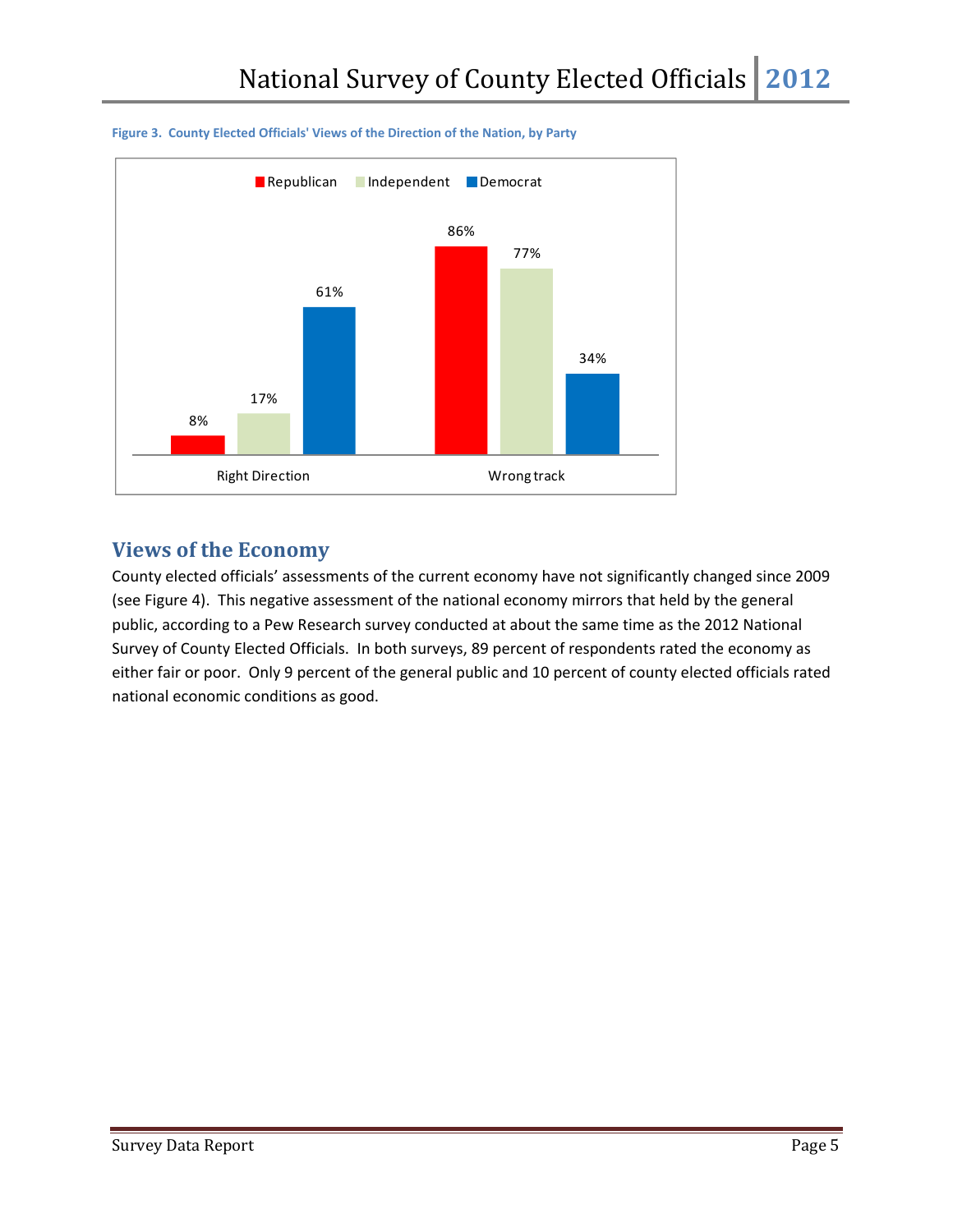**Figure 3. County Elected Officials' Views of the Direction of the Nation, by Party**

| | Republican | Independent | Democrat |
|---|---|---|---|
| Right Direction | 8% | 17% | 61% |
| Wrong track | 86% | 77% | 34% |

## Views of the Economy

County elected officials' assessments of the current economy have not significantly changed since 2009 (see Figure 4). This negative assessment of the national economy mirrors that held by the general public, according to a Pew Research survey conducted at about the same time as the 2012 National Survey of County Elected Officials. In both surveys, 89 percent of respondents rated the economy as either fair or poor. Only 9 percent of the general public and 10 percent of county elected officials rated national economic conditions as good.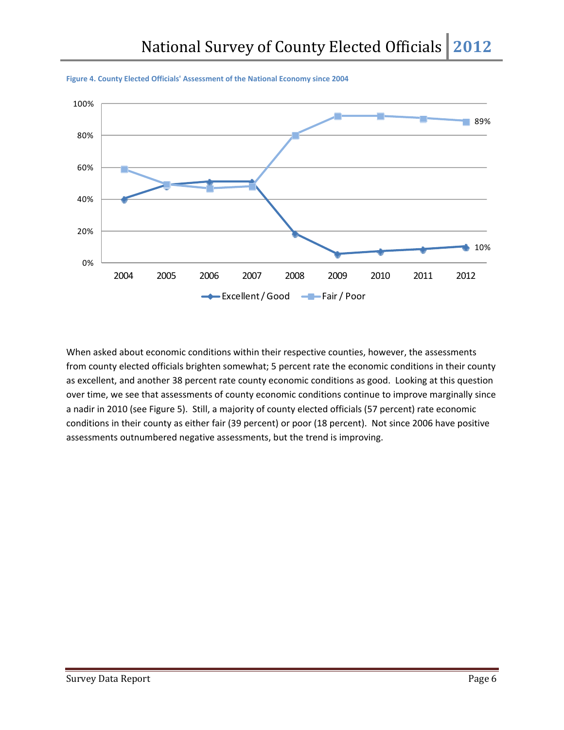**Figure 4. County Elected Officials' Assessment of the National Economy since 2004**

When asked about economic conditions within their respective counties, however, the assessments from county elected officials brighten somewhat; 5 percent rate the economic conditions in their county as excellent, and another 38 percent rate county economic conditions as good. Looking at this question over time, we see that assessments of county economic conditions continue to improve marginally since a nadir in 2010 (see Figure 5). Still, a majority of county elected officials (57 percent) rate economic conditions in their county as either fair (39 percent) or poor (18 percent). Not since 2006 have positive assessments outnumbered negative assessments, but the trend is improving.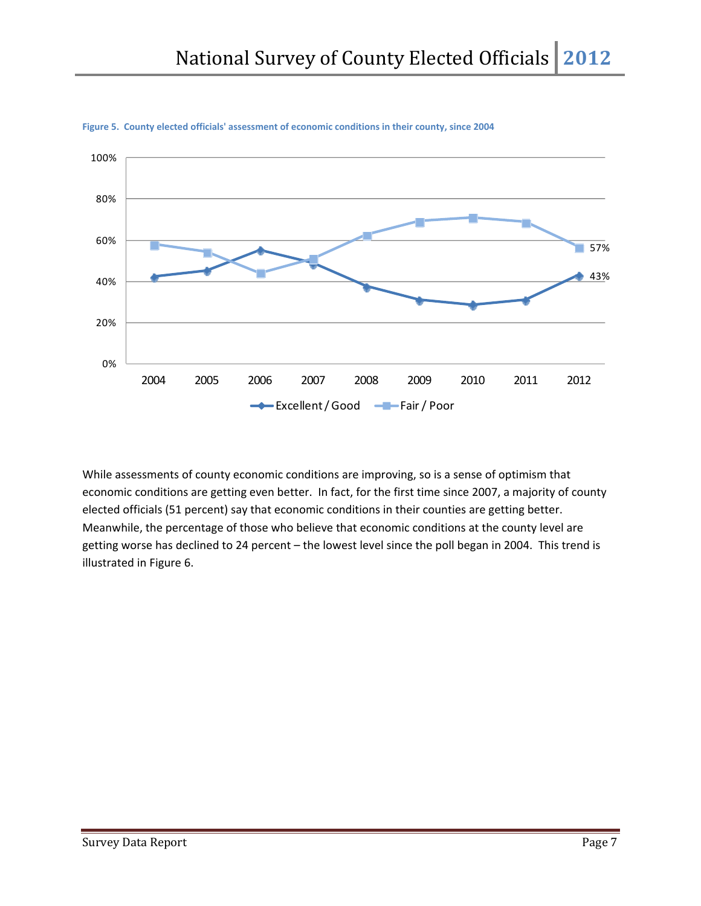**Figure 5. County elected officials' assessment of economic conditions in their county, since 2004**

While assessments of county economic conditions are improving, so is a sense of optimism that economic conditions are getting even better. In fact, for the first time since 2007, a majority of county elected officials (51 percent) say that economic conditions in their counties are getting better. Meanwhile, the percentage of those who believe that economic conditions at the county level are getting worse has declined to 24 percent – the lowest level since the poll began in 2004. This trend is illustrated in Figure 6.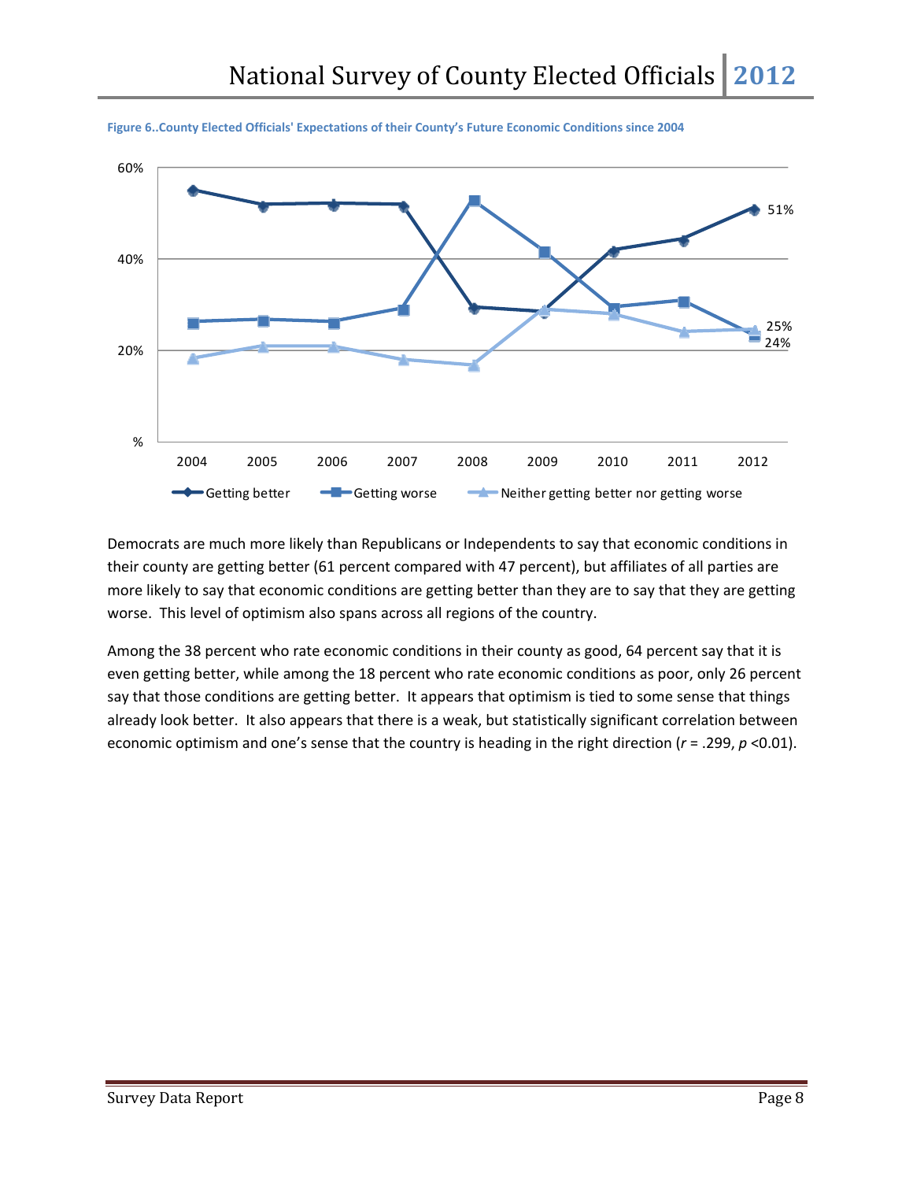Figure 6..County Elected Officials' Expectations of their County's Future Economic Conditions since 2004

Democrats are much more likely than Republicans or Independents to say that economic conditions in their county are getting better (61 percent compared with 47 percent), but affiliates of all parties are more likely to say that economic conditions are getting better than they are to say that they are getting worse. This level of optimism also spans across all regions of the country.

Among the 38 percent who rate economic conditions in their county as good, 64 percent say that it is even getting better, while among the 18 percent who rate economic conditions as poor, only 26 percent say that those conditions are getting better. It appears that optimism is tied to some sense that things already look better. It also appears that there is a weak, but statistically significant correlation between economic optimism and one's sense that the country is heading in the right direction ($r = .299$, $p < 0.01$).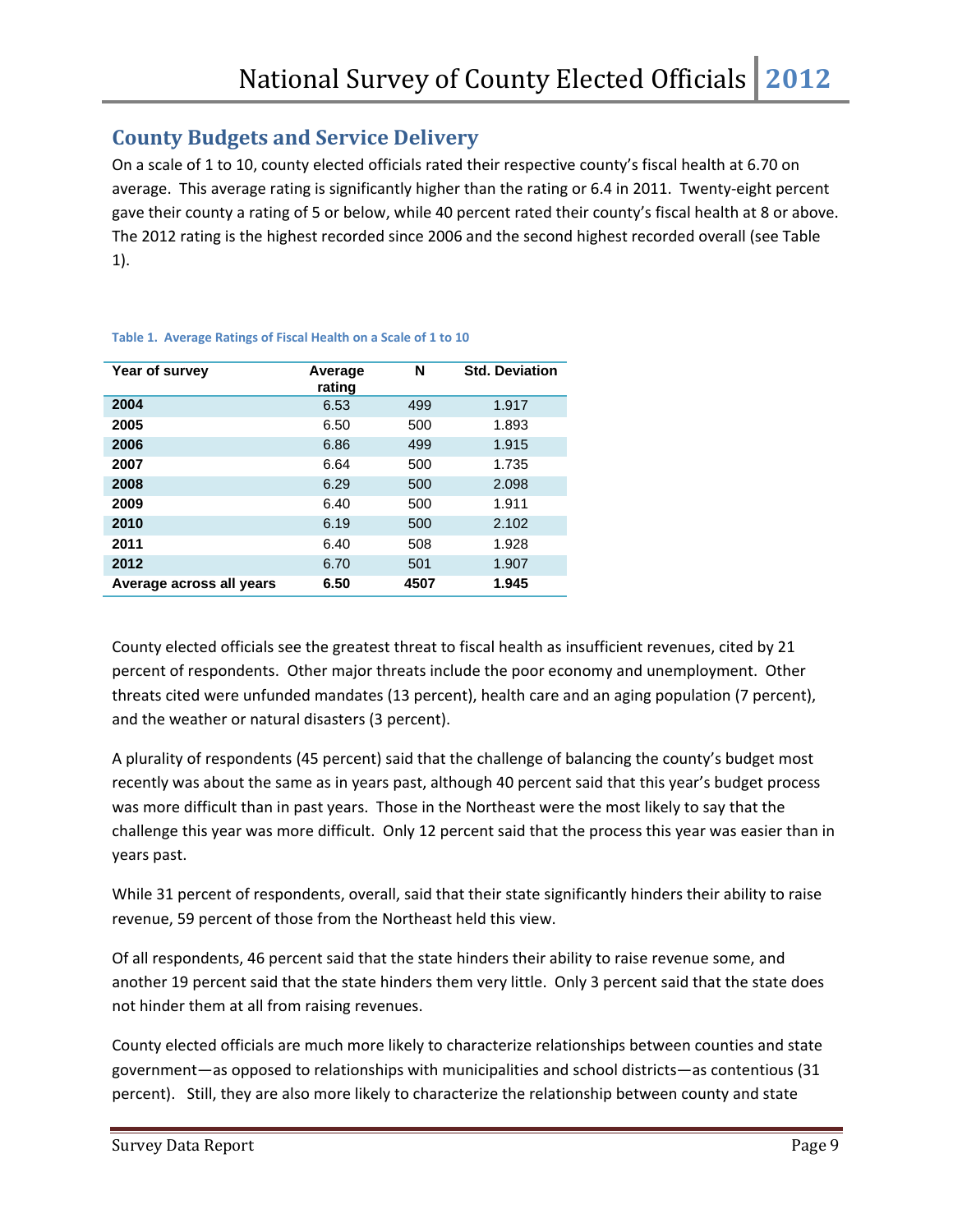## County Budgets and Service Delivery

On a scale of 1 to 10, county elected officials rated their respective county's fiscal health at 6.70 on average. This average rating is significantly higher than the rating or 6.4 in 2011. Twenty-eight percent gave their county a rating of 5 or below, while 40 percent rated their county's fiscal health at 8 or above. The 2012 rating is the highest recorded since 2006 and the second highest recorded overall (see Table 1).

**Table 1. Average Ratings of Fiscal Health on a Scale of 1 to 10**

| Year of survey | Average rating | N | Std. Deviation |
|---|---|---|---|
| **2004** | 6.53 | 499 | 1.917 |
| **2005** | 6.50 | 500 | 1.893 |
| **2006** | 6.86 | 499 | 1.915 |
| **2007** | 6.64 | 500 | 1.735 |
| **2008** | 6.29 | 500 | 2.098 |
| **2009** | 6.40 | 500 | 1.911 |
| **2010** | 6.19 | 500 | 2.102 |
| **2011** | 6.40 | 508 | 1.928 |
| **2012** | 6.70 | 501 | 1.907 |
| **Average across all years** | **6.50** | **4507** | **1.945** |

County elected officials see the greatest threat to fiscal health as insufficient revenues, cited by 21 percent of respondents. Other major threats include the poor economy and unemployment. Other threats cited were unfunded mandates (13 percent), health care and an aging population (7 percent), and the weather or natural disasters (3 percent).

A plurality of respondents (45 percent) said that the challenge of balancing the county's budget most recently was about the same as in years past, although 40 percent said that this year's budget process was more difficult than in past years. Those in the Northeast were the most likely to say that the challenge this year was more difficult. Only 12 percent said that the process this year was easier than in years past.

While 31 percent of respondents, overall, said that their state significantly hinders their ability to raise revenue, 59 percent of those from the Northeast held this view.

Of all respondents, 46 percent said that the state hinders their ability to raise revenue some, and another 19 percent said that the state hinders them very little. Only 3 percent said that the state does not hinder them at all from raising revenues.

County elected officials are much more likely to characterize relationships between counties and state government—as opposed to relationships with municipalities and school districts—as contentious (31 percent). Still, they are also more likely to characterize the relationship between county and state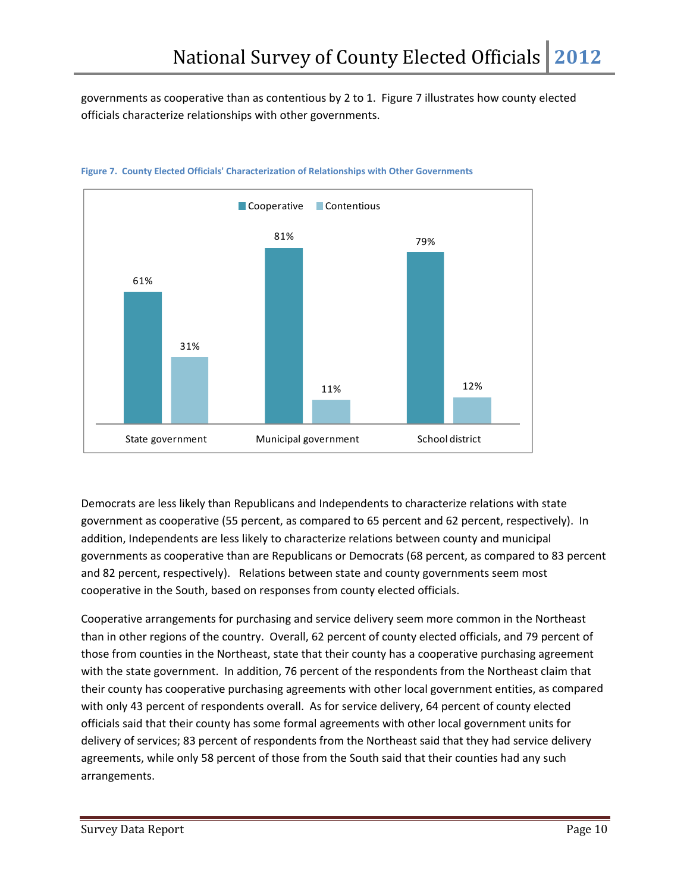governments as cooperative than as contentious by 2 to 1. Figure 7 illustrates how county elected officials characterize relationships with other governments.

**Figure 7. County Elected Officials' Characterization of Relationships with Other Governments**

| | Cooperative | Contentious |
|---|---|---|
| State government | 61% | 31% |
| Municipal government | 81% | 11% |
| School district | 79% | 12% |

Democrats are less likely than Republicans and Independents to characterize relations with state government as cooperative (55 percent, as compared to 65 percent and 62 percent, respectively). In addition, Independents are less likely to characterize relations between county and municipal governments as cooperative than are Republicans or Democrats (68 percent, as compared to 83 percent and 82 percent, respectively). Relations between state and county governments seem most cooperative in the South, based on responses from county elected officials.

Cooperative arrangements for purchasing and service delivery seem more common in the Northeast than in other regions of the country. Overall, 62 percent of county elected officials, and 79 percent of those from counties in the Northeast, state that their county has a cooperative purchasing agreement with the state government. In addition, 76 percent of the respondents from the Northeast claim that their county has cooperative purchasing agreements with other local government entities, as compared with only 43 percent of respondents overall. As for service delivery, 64 percent of county elected officials said that their county has some formal agreements with other local government units for delivery of services; 83 percent of respondents from the Northeast said that they had service delivery agreements, while only 58 percent of those from the South said that their counties had any such arrangements.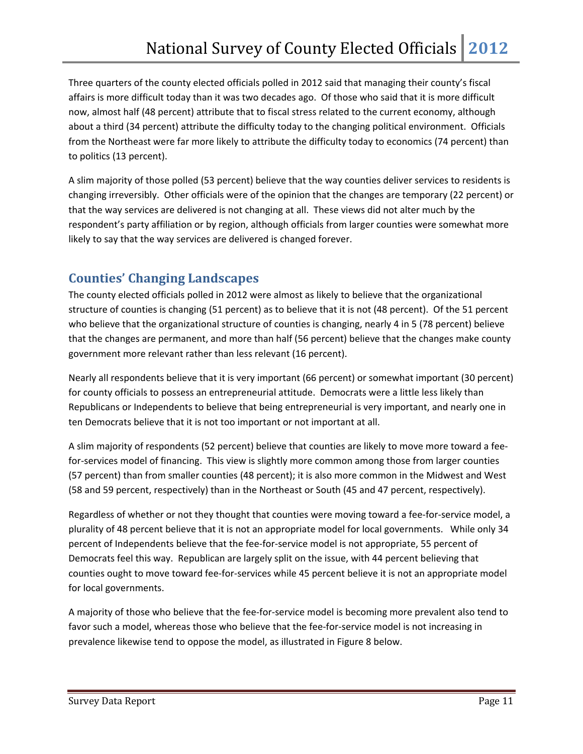Three quarters of the county elected officials polled in 2012 said that managing their county's fiscal affairs is more difficult today than it was two decades ago. Of those who said that it is more difficult now, almost half (48 percent) attribute that to fiscal stress related to the current economy, although about a third (34 percent) attribute the difficulty today to the changing political environment. Officials from the Northeast were far more likely to attribute the difficulty today to economics (74 percent) than to politics (13 percent).

A slim majority of those polled (53 percent) believe that the way counties deliver services to residents is changing irreversibly. Other officials were of the opinion that the changes are temporary (22 percent) or that the way services are delivered is not changing at all. These views did not alter much by the respondent's party affiliation or by region, although officials from larger counties were somewhat more likely to say that the way services are delivered is changed forever.

## Counties' Changing Landscapes

The county elected officials polled in 2012 were almost as likely to believe that the organizational structure of counties is changing (51 percent) as to believe that it is not (48 percent). Of the 51 percent who believe that the organizational structure of counties is changing, nearly 4 in 5 (78 percent) believe that the changes are permanent, and more than half (56 percent) believe that the changes make county government more relevant rather than less relevant (16 percent).

Nearly all respondents believe that it is very important (66 percent) or somewhat important (30 percent) for county officials to possess an entrepreneurial attitude. Democrats were a little less likely than Republicans or Independents to believe that being entrepreneurial is very important, and nearly one in ten Democrats believe that it is not too important or not important at all.

A slim majority of respondents (52 percent) believe that counties are likely to move more toward a fee-for-services model of financing. This view is slightly more common among those from larger counties (57 percent) than from smaller counties (48 percent); it is also more common in the Midwest and West (58 and 59 percent, respectively) than in the Northeast or South (45 and 47 percent, respectively).

Regardless of whether or not they thought that counties were moving toward a fee-for-service model, a plurality of 48 percent believe that it is not an appropriate model for local governments. While only 34 percent of Independents believe that the fee-for-service model is not appropriate, 55 percent of Democrats feel this way. Republican are largely split on the issue, with 44 percent believing that counties ought to move toward fee-for-services while 45 percent believe it is not an appropriate model for local governments.

A majority of those who believe that the fee-for-service model is becoming more prevalent also tend to favor such a model, whereas those who believe that the fee-for-service model is not increasing in prevalence likewise tend to oppose the model, as illustrated in Figure 8 below.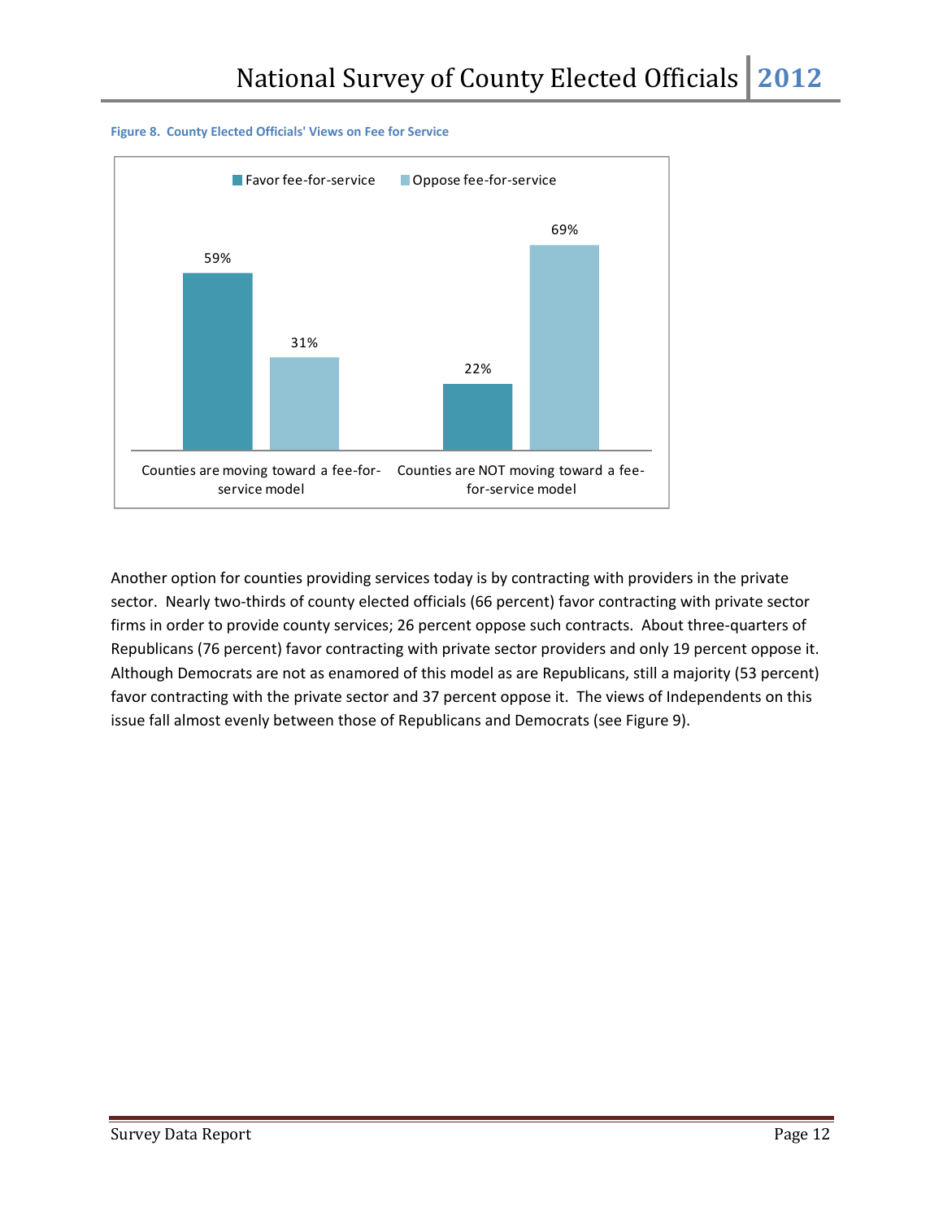**Figure 8. County Elected Officials' Views on Fee for Service**

| | Favor fee-for-service | Oppose fee-for-service |
|---|---|---|
| Counties are moving toward a fee-for-service model | 59% | 31% |
| Counties are NOT moving toward a fee-for-service model | 22% | 69% |

Another option for counties providing services today is by contracting with providers in the private sector. Nearly two-thirds of county elected officials (66 percent) favor contracting with private sector firms in order to provide county services; 26 percent oppose such contracts. About three-quarters of Republicans (76 percent) favor contracting with private sector providers and only 19 percent oppose it. Although Democrats are not as enamored of this model as are Republicans, still a majority (53 percent) favor contracting with the private sector and 37 percent oppose it. The views of Independents on this issue fall almost evenly between those of Republicans and Democrats (see Figure 9).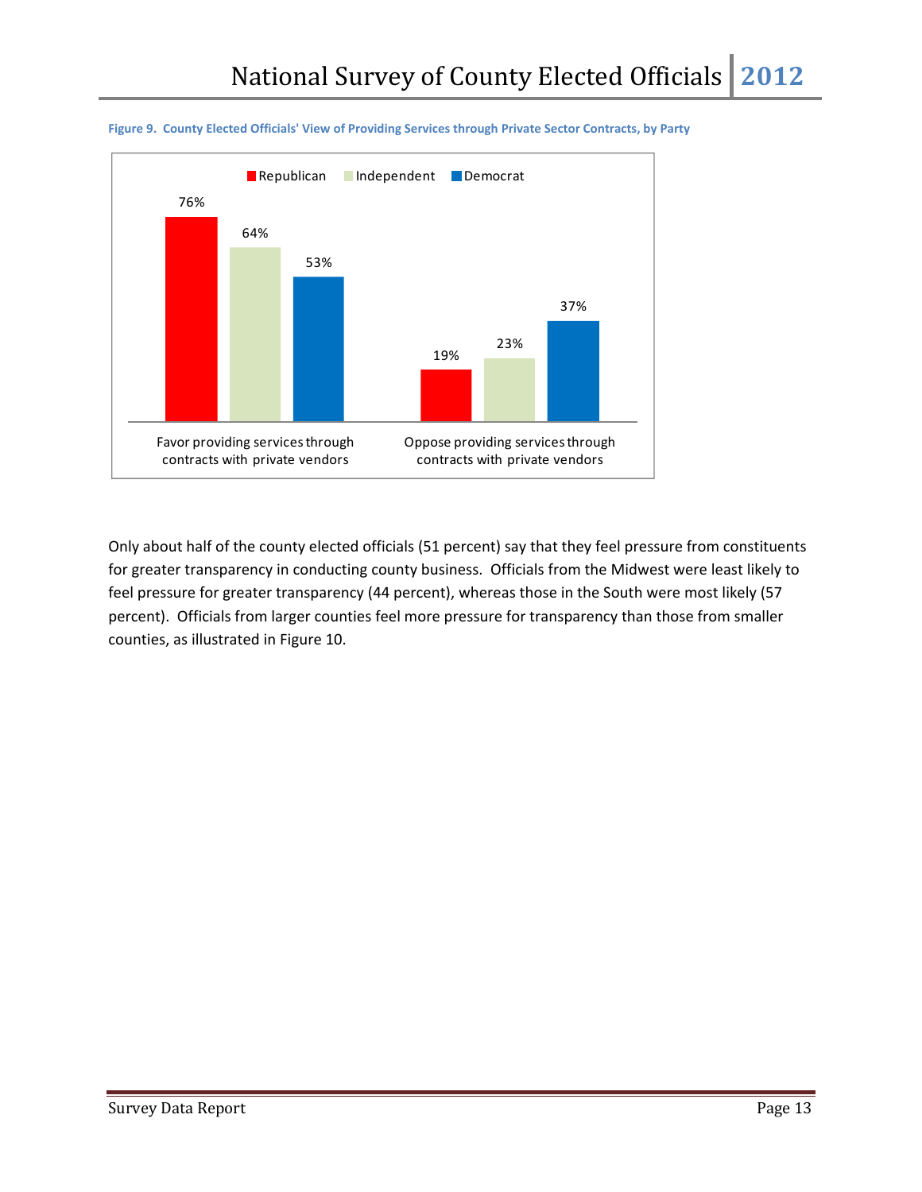**Figure 9. County Elected Officials' View of Providing Services through Private Sector Contracts, by Party**

| | Republican | Independent | Democrat |
|---|---|---|---|
| Favor providing services through contracts with private vendors | 76% | 64% | 53% |
| Oppose providing services through contracts with private vendors | 19% | 23% | 37% |

Only about half of the county elected officials (51 percent) say that they feel pressure from constituents for greater transparency in conducting county business. Officials from the Midwest were least likely to feel pressure for greater transparency (44 percent), whereas those in the South were most likely (57 percent). Officials from larger counties feel more pressure for transparency than those from smaller counties, as illustrated in Figure 10.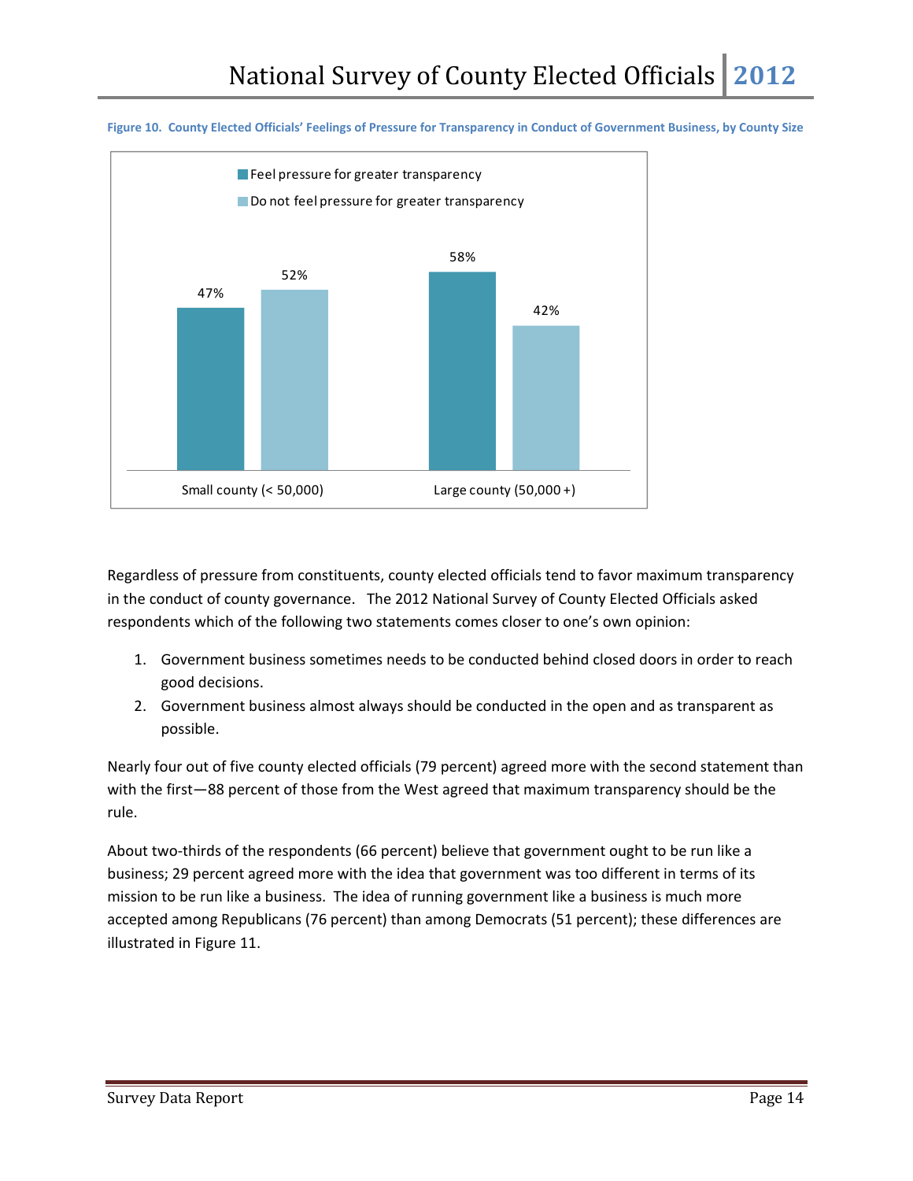Figure 10. County Elected Officials' Feelings of Pressure for Transparency in Conduct of Government Business, by County Size

| | Feel pressure for greater transparency | Do not feel pressure for greater transparency |
|---|---|---|
| Small county (< 50,000) | 47% | 52% |
| Large county (50,000 +) | 58% | 42% |

Regardless of pressure from constituents, county elected officials tend to favor maximum transparency in the conduct of county governance. The 2012 National Survey of County Elected Officials asked respondents which of the following two statements comes closer to one's own opinion:

1. Government business sometimes needs to be conducted behind closed doors in order to reach good decisions.
2. Government business almost always should be conducted in the open and as transparent as possible.

Nearly four out of five county elected officials (79 percent) agreed more with the second statement than with the first—88 percent of those from the West agreed that maximum transparency should be the rule.

About two-thirds of the respondents (66 percent) believe that government ought to be run like a business; 29 percent agreed more with the idea that government was too different in terms of its mission to be run like a business. The idea of running government like a business is much more accepted among Republicans (76 percent) than among Democrats (51 percent); these differences are illustrated in Figure 11.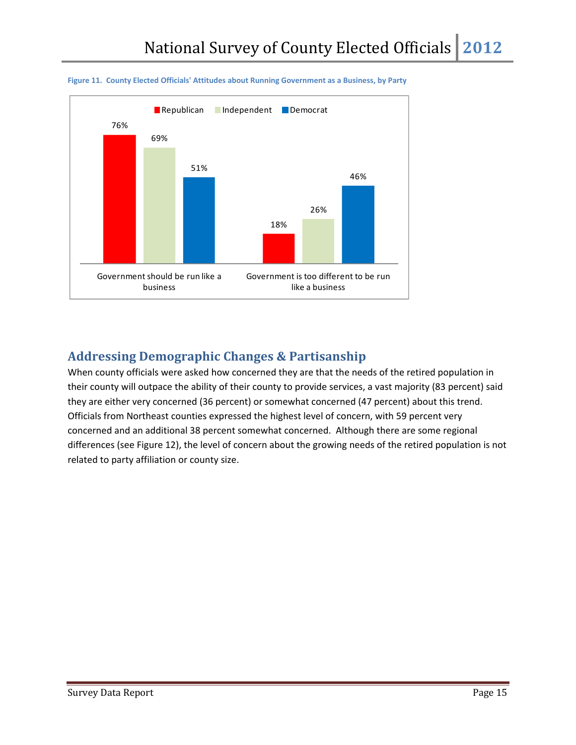Figure 11. County Elected Officials' Attitudes about Running Government as a Business, by Party

| | Republican | Independent | Democrat |
|---|---|---|---|
| Government should be run like a business | 76% | 69% | 51% |
| Government is too different to be run like a business | 18% | 26% | 46% |

## Addressing Demographic Changes & Partisanship

When county officials were asked how concerned they are that the needs of the retired population in their county will outpace the ability of their county to provide services, a vast majority (83 percent) said they are either very concerned (36 percent) or somewhat concerned (47 percent) about this trend. Officials from Northeast counties expressed the highest level of concern, with 59 percent very concerned and an additional 38 percent somewhat concerned. Although there are some regional differences (see Figure 12), the level of concern about the growing needs of the retired population is not related to party affiliation or county size.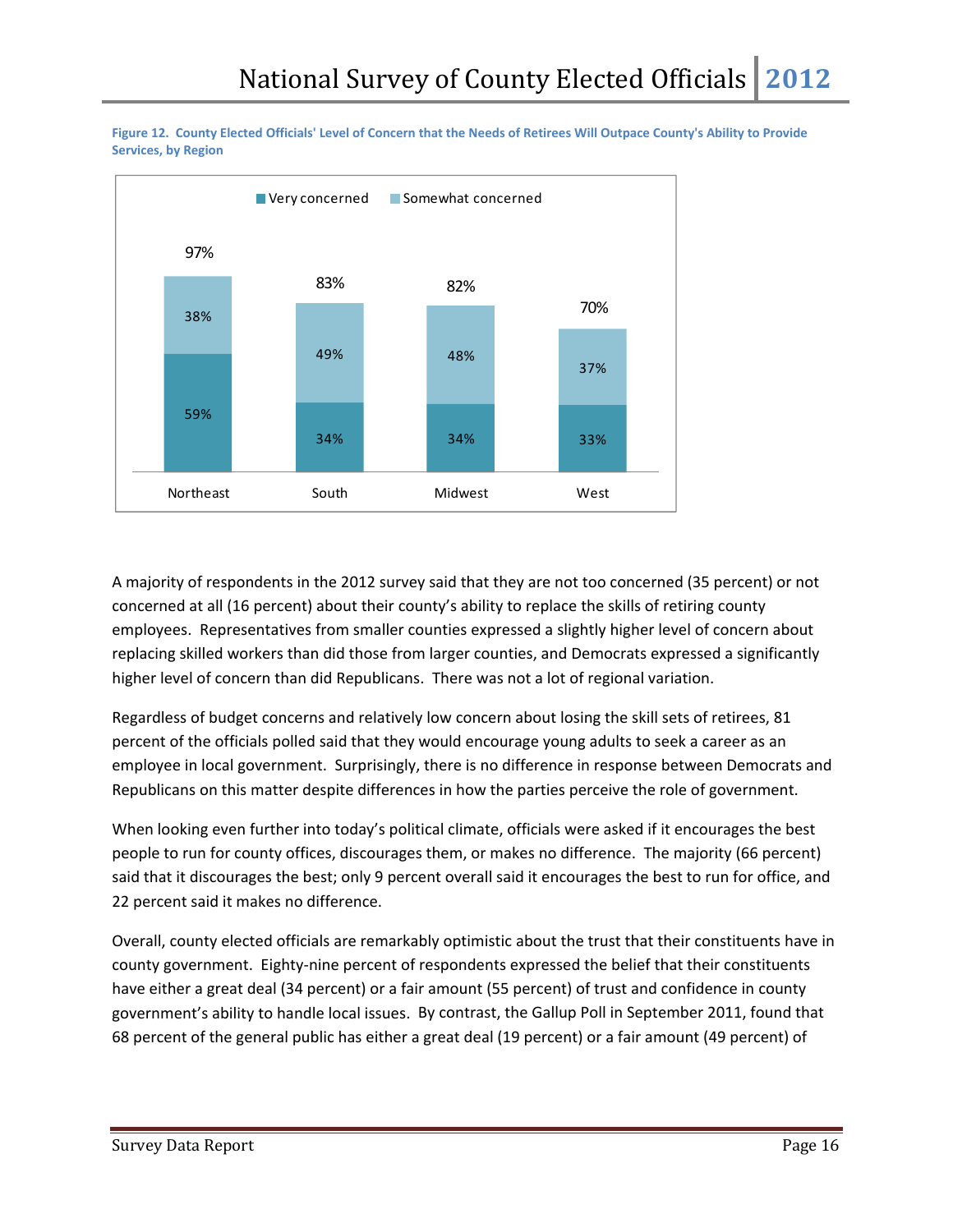**Figure 12. County Elected Officials' Level of Concern that the Needs of Retirees Will Outpace County's Ability to Provide Services, by Region**

| Region | Very concerned | Somewhat concerned | Total |
|---|---|---|---|
| Northeast | 59% | 38% | 97% |
| South | 34% | 49% | 83% |
| Midwest | 34% | 48% | 82% |
| West | 33% | 37% | 70% |

A majority of respondents in the 2012 survey said that they are not too concerned (35 percent) or not concerned at all (16 percent) about their county's ability to replace the skills of retiring county employees. Representatives from smaller counties expressed a slightly higher level of concern about replacing skilled workers than did those from larger counties, and Democrats expressed a significantly higher level of concern than did Republicans. There was not a lot of regional variation.

Regardless of budget concerns and relatively low concern about losing the skill sets of retirees, 81 percent of the officials polled said that they would encourage young adults to seek a career as an employee in local government. Surprisingly, there is no difference in response between Democrats and Republicans on this matter despite differences in how the parties perceive the role of government.

When looking even further into today's political climate, officials were asked if it encourages the best people to run for county offices, discourages them, or makes no difference. The majority (66 percent) said that it discourages the best; only 9 percent overall said it encourages the best to run for office, and 22 percent said it makes no difference.

Overall, county elected officials are remarkably optimistic about the trust that their constituents have in county government. Eighty-nine percent of respondents expressed the belief that their constituents have either a great deal (34 percent) or a fair amount (55 percent) of trust and confidence in county government's ability to handle local issues. By contrast, the Gallup Poll in September 2011, found that 68 percent of the general public has either a great deal (19 percent) or a fair amount (49 percent) of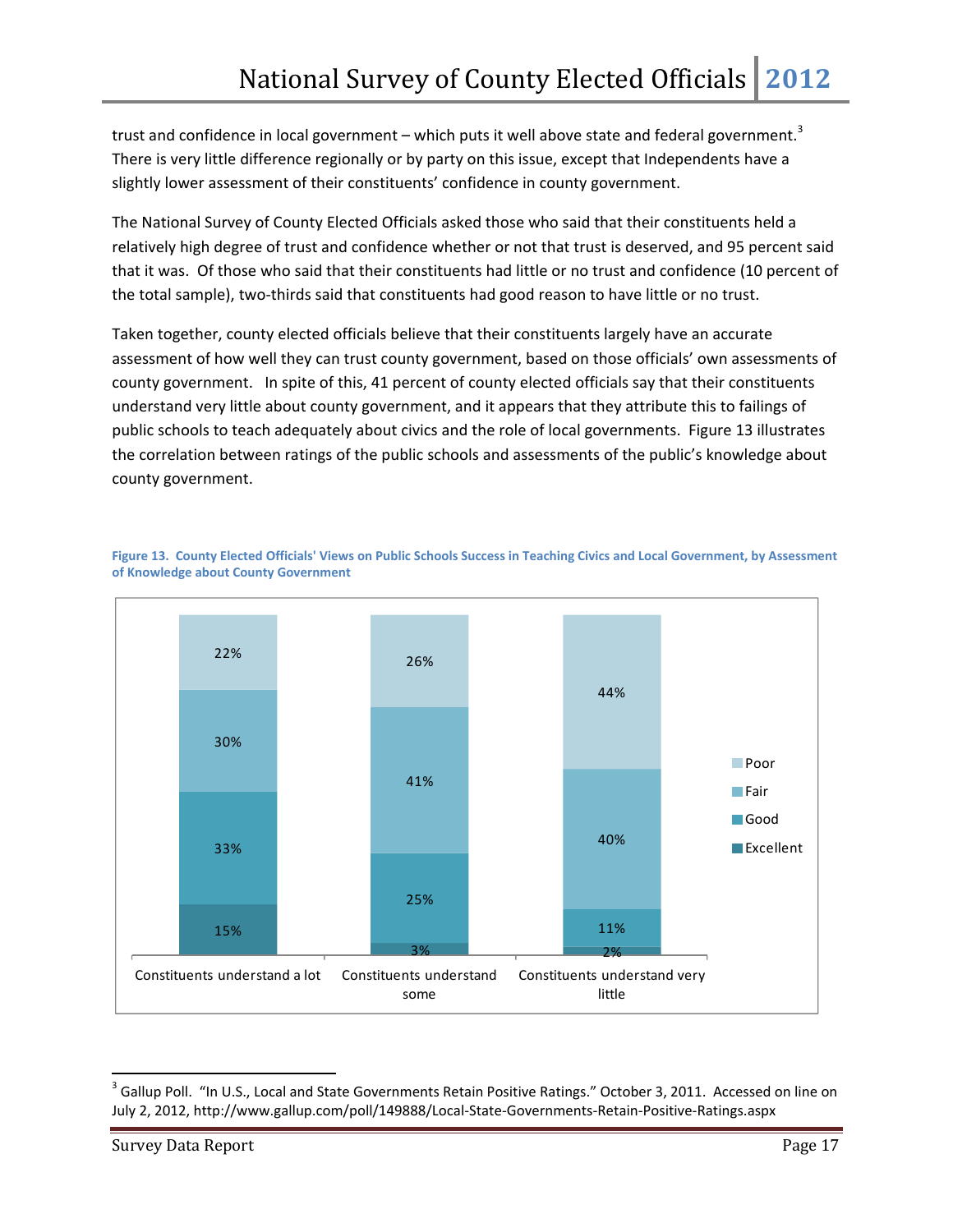trust and confidence in local government – which puts it well above state and federal government.[3] There is very little difference regionally or by party on this issue, except that Independents have a slightly lower assessment of their constituents' confidence in county government.

The National Survey of County Elected Officials asked those who said that their constituents held a relatively high degree of trust and confidence whether or not that trust is deserved, and 95 percent said that it was. Of those who said that their constituents had little or no trust and confidence (10 percent of the total sample), two-thirds said that constituents had good reason to have little or no trust.

Taken together, county elected officials believe that their constituents largely have an accurate assessment of how well they can trust county government, based on those officials' own assessments of county government. In spite of this, 41 percent of county elected officials say that their constituents understand very little about county government, and it appears that they attribute this to failings of public schools to teach adequately about civics and the role of local governments. Figure 13 illustrates the correlation between ratings of the public schools and assessments of the public's knowledge about county government.

**Figure 13. County Elected Officials' Views on Public Schools Success in Teaching Civics and Local Government, by Assessment of Knowledge about County Government**

| | Constituents understand a lot | Constituents understand some | Constituents understand very little |
|---|---|---|---|
| Poor | 22% | 26% | 44% |
| Fair | 30% | 41% | 40% |
| Good | 33% | 25% | 11% |
| Excellent | 15% | 3% | 2% |

---

[3] Gallup Poll. "In U.S., Local and State Governments Retain Positive Ratings." October 3, 2011. Accessed on line on July 2, 2012, http://www.gallup.com/poll/149888/Local-State-Governments-Retain-Positive-Ratings.aspx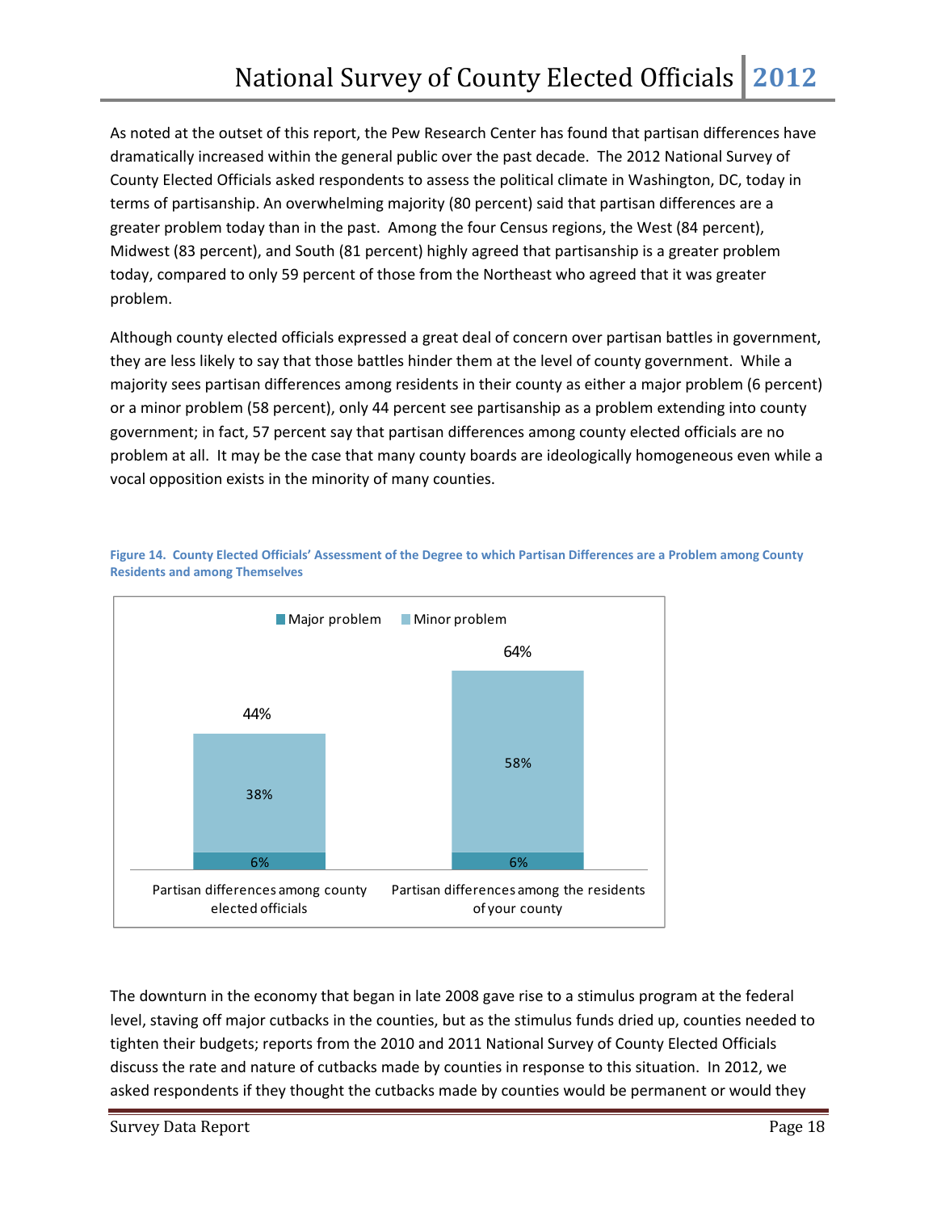As noted at the outset of this report, the Pew Research Center has found that partisan differences have dramatically increased within the general public over the past decade. The 2012 National Survey of County Elected Officials asked respondents to assess the political climate in Washington, DC, today in terms of partisanship. An overwhelming majority (80 percent) said that partisan differences are a greater problem today than in the past. Among the four Census regions, the West (84 percent), Midwest (83 percent), and South (81 percent) highly agreed that partisanship is a greater problem today, compared to only 59 percent of those from the Northeast who agreed that it was greater problem.

Although county elected officials expressed a great deal of concern over partisan battles in government, they are less likely to say that those battles hinder them at the level of county government. While a majority sees partisan differences among residents in their county as either a major problem (6 percent) or a minor problem (58 percent), only 44 percent see partisanship as a problem extending into county government; in fact, 57 percent say that partisan differences among county elected officials are no problem at all. It may be the case that many county boards are ideologically homogeneous even while a vocal opposition exists in the minority of many counties.

**Figure 14. County Elected Officials' Assessment of the Degree to which Partisan Differences are a Problem among County Residents and among Themselves**

| | Major problem | Minor problem | Total |
|---|---|---|---|
| Partisan differences among county elected officials | 6% | 38% | 44% |
| Partisan differences among the residents of your county | 6% | 58% | 64% |

The downturn in the economy that began in late 2008 gave rise to a stimulus program at the federal level, staving off major cutbacks in the counties, but as the stimulus funds dried up, counties needed to tighten their budgets; reports from the 2010 and 2011 National Survey of County Elected Officials discuss the rate and nature of cutbacks made by counties in response to this situation. In 2012, we asked respondents if they thought the cutbacks made by counties would be permanent or would they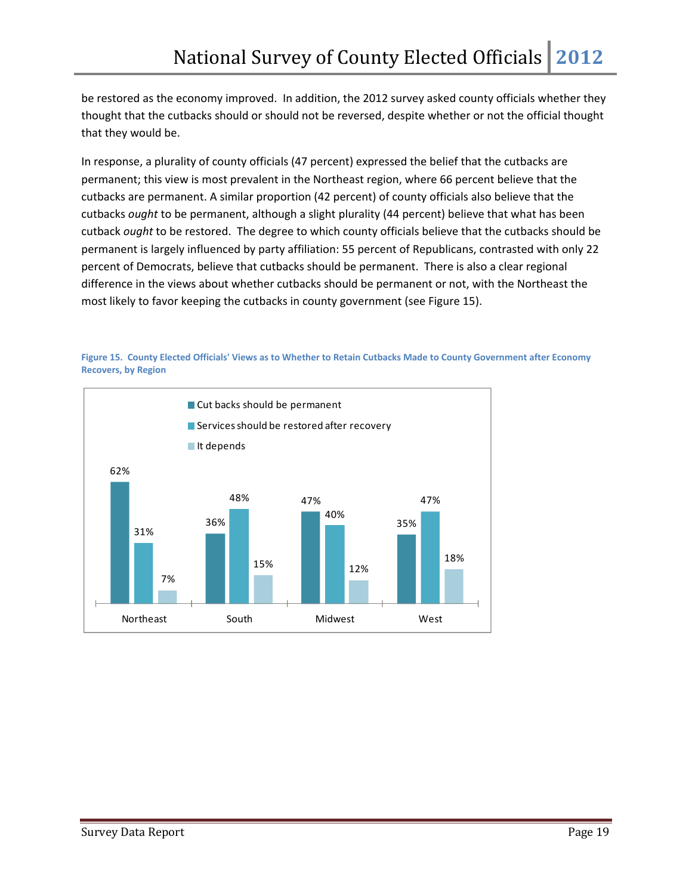be restored as the economy improved. In addition, the 2012 survey asked county officials whether they thought that the cutbacks should or should not be reversed, despite whether or not the official thought that they would be.

In response, a plurality of county officials (47 percent) expressed the belief that the cutbacks are permanent; this view is most prevalent in the Northeast region, where 66 percent believe that the cutbacks are permanent. A similar proportion (42 percent) of county officials also believe that the cutbacks *ought* to be permanent, although a slight plurality (44 percent) believe that what has been cutback *ought* to be restored. The degree to which county officials believe that the cutbacks should be permanent is largely influenced by party affiliation: 55 percent of Republicans, contrasted with only 22 percent of Democrats, believe that cutbacks should be permanent. There is also a clear regional difference in the views about whether cutbacks should be permanent or not, with the Northeast the most likely to favor keeping the cutbacks in county government (see Figure 15).

**Figure 15. County Elected Officials' Views as to Whether to Retain Cutbacks Made to County Government after Economy Recovers, by Region**

| | Northeast | South | Midwest | West |
|---|---|---|---|---|
| Cut backs should be permanent | 62% | 36% | 47% | 35% |
| Services should be restored after recovery | 31% | 48% | 40% | 47% |
| It depends | 7% | 15% | 12% | 18% |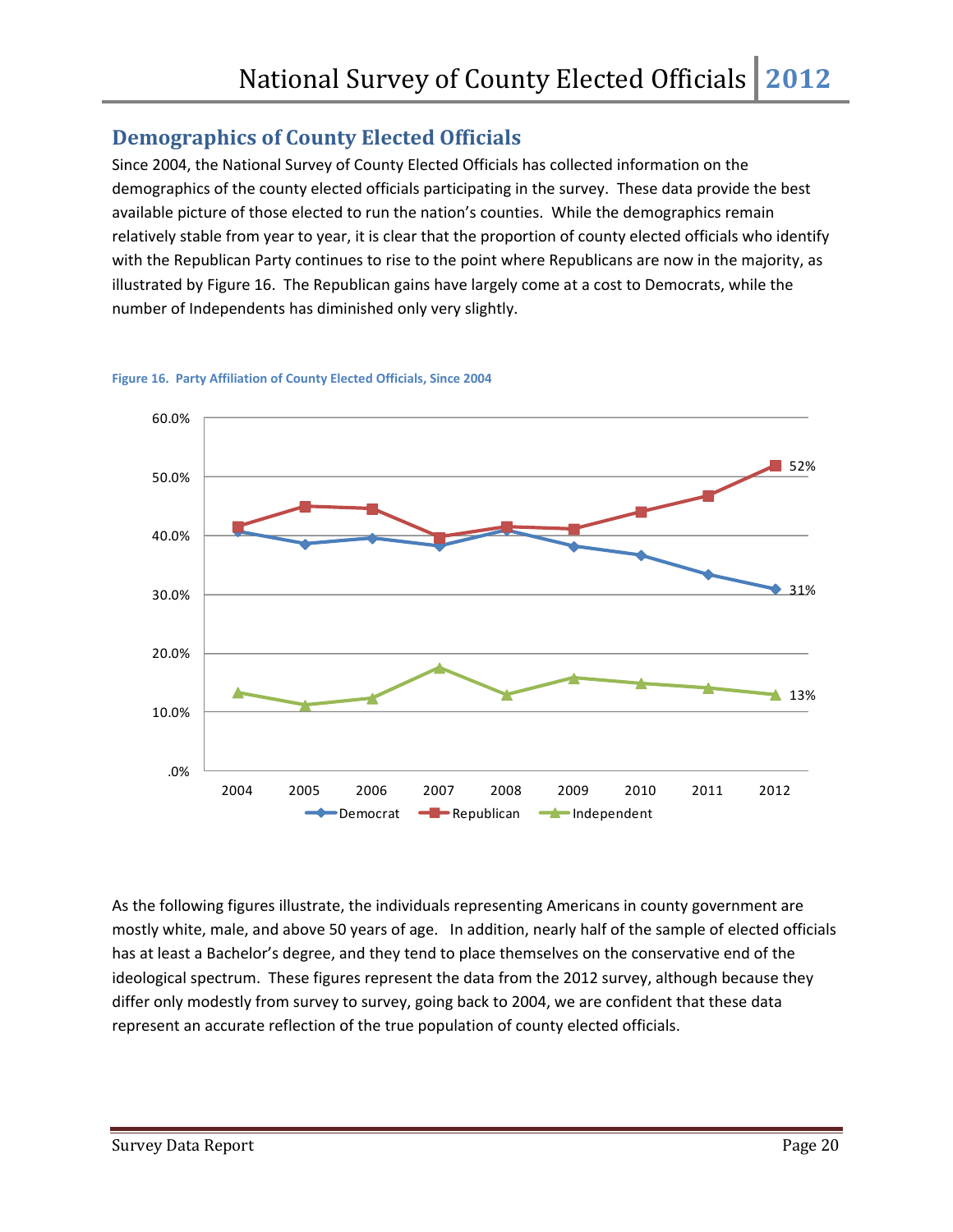## Demographics of County Elected Officials

Since 2004, the National Survey of County Elected Officials has collected information on the demographics of the county elected officials participating in the survey. These data provide the best available picture of those elected to run the nation's counties. While the demographics remain relatively stable from year to year, it is clear that the proportion of county elected officials who identify with the Republican Party continues to rise to the point where Republicans are now in the majority, as illustrated by Figure 16. The Republican gains have largely come at a cost to Democrats, while the number of Independents has diminished only very slightly.

Figure 16. Party Affiliation of County Elected Officials, Since 2004

As the following figures illustrate, the individuals representing Americans in county government are mostly white, male, and above 50 years of age. In addition, nearly half of the sample of elected officials has at least a Bachelor's degree, and they tend to place themselves on the conservative end of the ideological spectrum. These figures represent the data from the 2012 survey, although because they differ only modestly from survey to survey, going back to 2004, we are confident that these data represent an accurate reflection of the true population of county elected officials.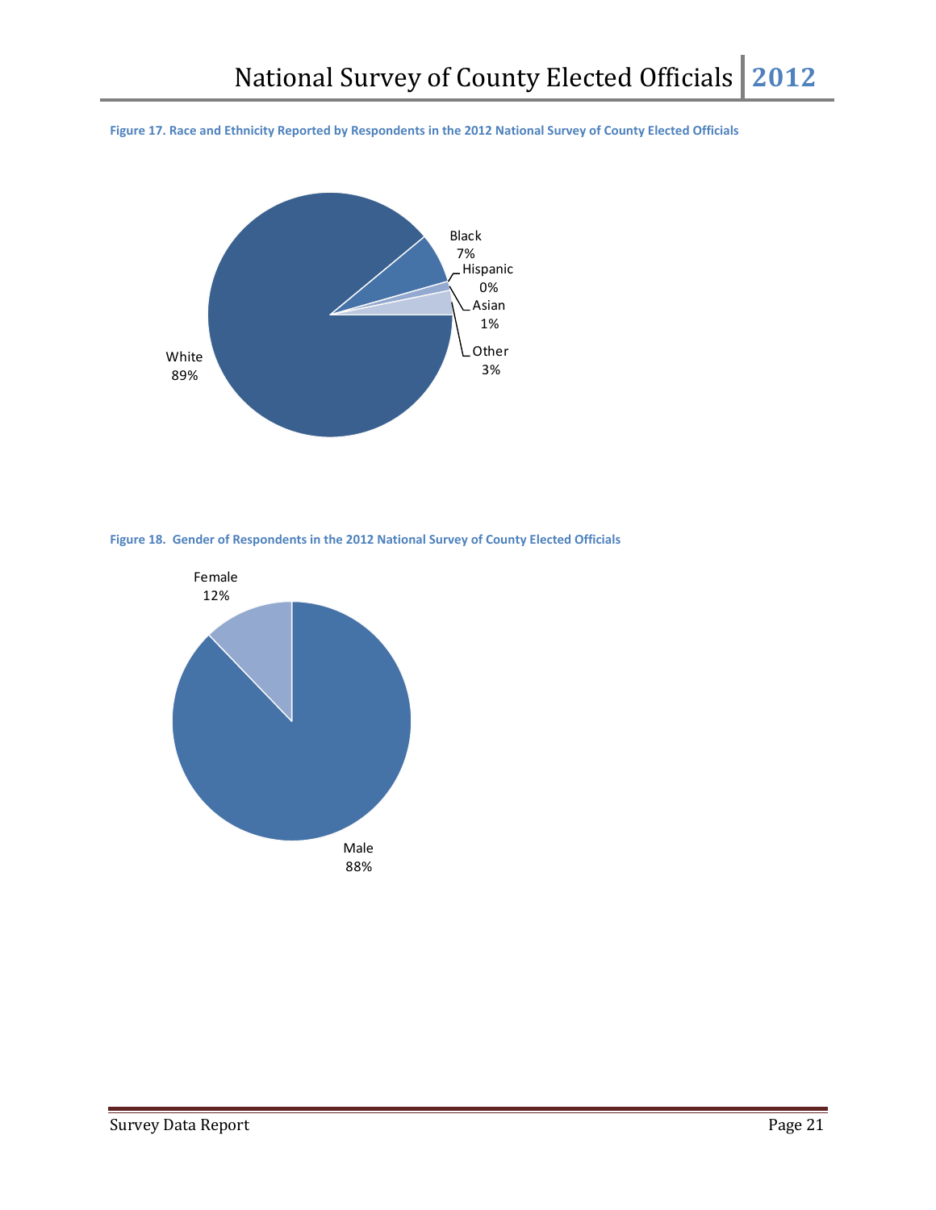**Figure 17. Race and Ethnicity Reported by Respondents in the 2012 National Survey of County Elected Officials**

White 89%
Black 7%
Hispanic 0%
Asian 1%
Other 3%

**Figure 18. Gender of Respondents in the 2012 National Survey of County Elected Officials**

Female 12%
Male 88%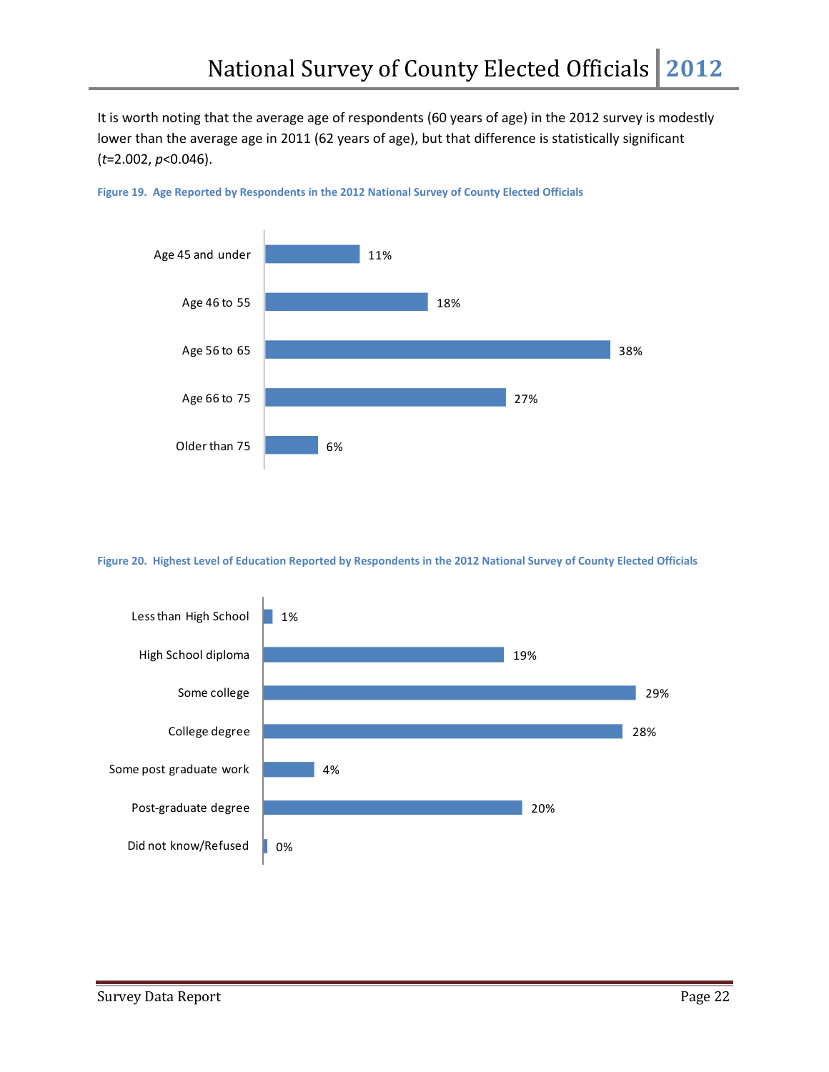It is worth noting that the average age of respondents (60 years of age) in the 2012 survey is modestly lower than the average age in 2011 (62 years of age), but that difference is statistically significant ($t$=2.002, $p$<0.046).

**Figure 19. Age Reported by Respondents in the 2012 National Survey of County Elected Officials**

| Age | Percent |
|---|---|
| Age 45 and under | 11% |
| Age 46 to 55 | 18% |
| Age 56 to 65 | 38% |
| Age 66 to 75 | 27% |
| Older than 75 | 6% |

**Figure 20. Highest Level of Education Reported by Respondents in the 2012 National Survey of County Elected Officials**

| Education | Percent |
|---|---|
| Less than High School | 1% |
| High School diploma | 19% |
| Some college | 29% |
| College degree | 28% |
| Some post graduate work | 4% |
| Post-graduate degree | 20% |
| Did not know/Refused | 0% |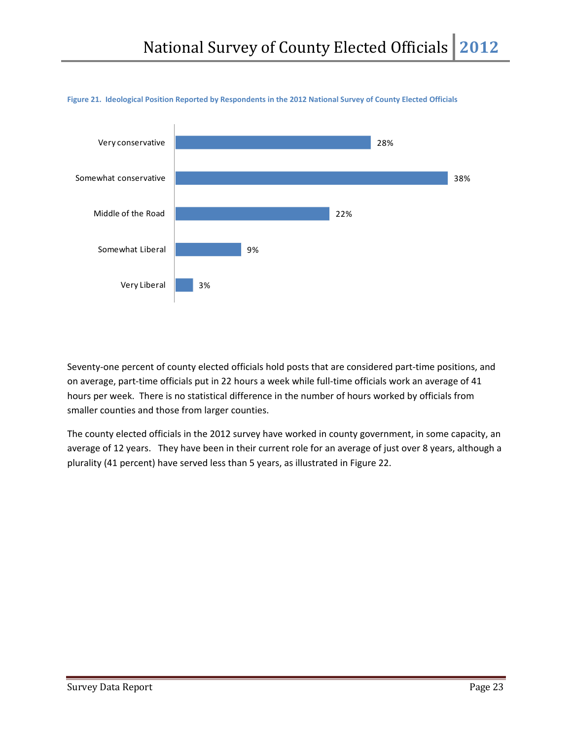**Figure 21. Ideological Position Reported by Respondents in the 2012 National Survey of County Elected Officials**

| Ideological Position | Percent |
|---|---|
| Very conservative | 28% |
| Somewhat conservative | 38% |
| Middle of the Road | 22% |
| Somewhat Liberal | 9% |
| Very Liberal | 3% |

Seventy-one percent of county elected officials hold posts that are considered part-time positions, and on average, part-time officials put in 22 hours a week while full-time officials work an average of 41 hours per week. There is no statistical difference in the number of hours worked by officials from smaller counties and those from larger counties.

The county elected officials in the 2012 survey have worked in county government, in some capacity, an average of 12 years. They have been in their current role for an average of just over 8 years, although a plurality (41 percent) have served less than 5 years, as illustrated in Figure 22.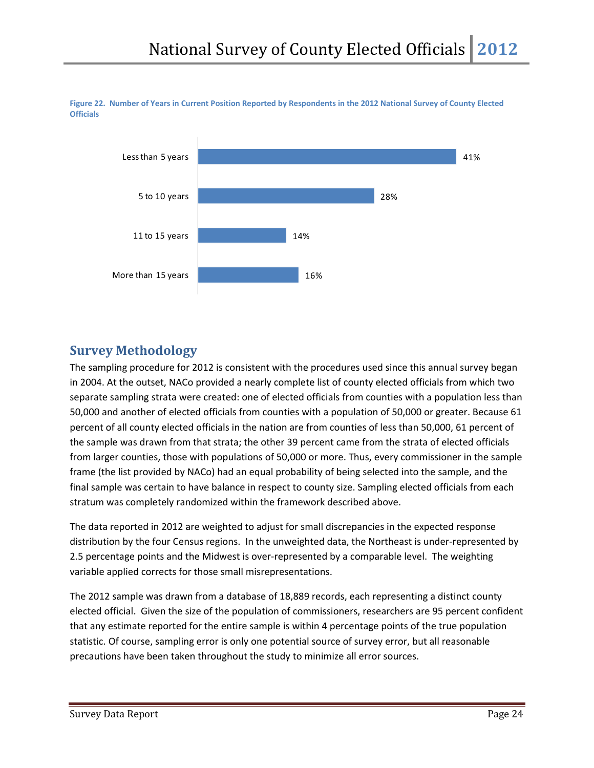**Figure 22. Number of Years in Current Position Reported by Respondents in the 2012 National Survey of County Elected Officials**

Less than 5 years 41%

5 to 10 years 28%

11 to 15 years 14%

More than 15 years 16%

## Survey Methodology

The sampling procedure for 2012 is consistent with the procedures used since this annual survey began in 2004. At the outset, NACo provided a nearly complete list of county elected officials from which two separate sampling strata were created: one of elected officials from counties with a population less than 50,000 and another of elected officials from counties with a population of 50,000 or greater. Because 61 percent of all county elected officials in the nation are from counties of less than 50,000, 61 percent of the sample was drawn from that strata; the other 39 percent came from the strata of elected officials from larger counties, those with populations of 50,000 or more. Thus, every commissioner in the sample frame (the list provided by NACo) had an equal probability of being selected into the sample, and the final sample was certain to have balance in respect to county size. Sampling elected officials from each stratum was completely randomized within the framework described above.

The data reported in 2012 are weighted to adjust for small discrepancies in the expected response distribution by the four Census regions. In the unweighted data, the Northeast is under-represented by 2.5 percentage points and the Midwest is over-represented by a comparable level. The weighting variable applied corrects for those small misrepresentations.

The 2012 sample was drawn from a database of 18,889 records, each representing a distinct county elected official. Given the size of the population of commissioners, researchers are 95 percent confident that any estimate reported for the entire sample is within 4 percentage points of the true population statistic. Of course, sampling error is only one potential source of survey error, but all reasonable precautions have been taken throughout the study to minimize all error sources.